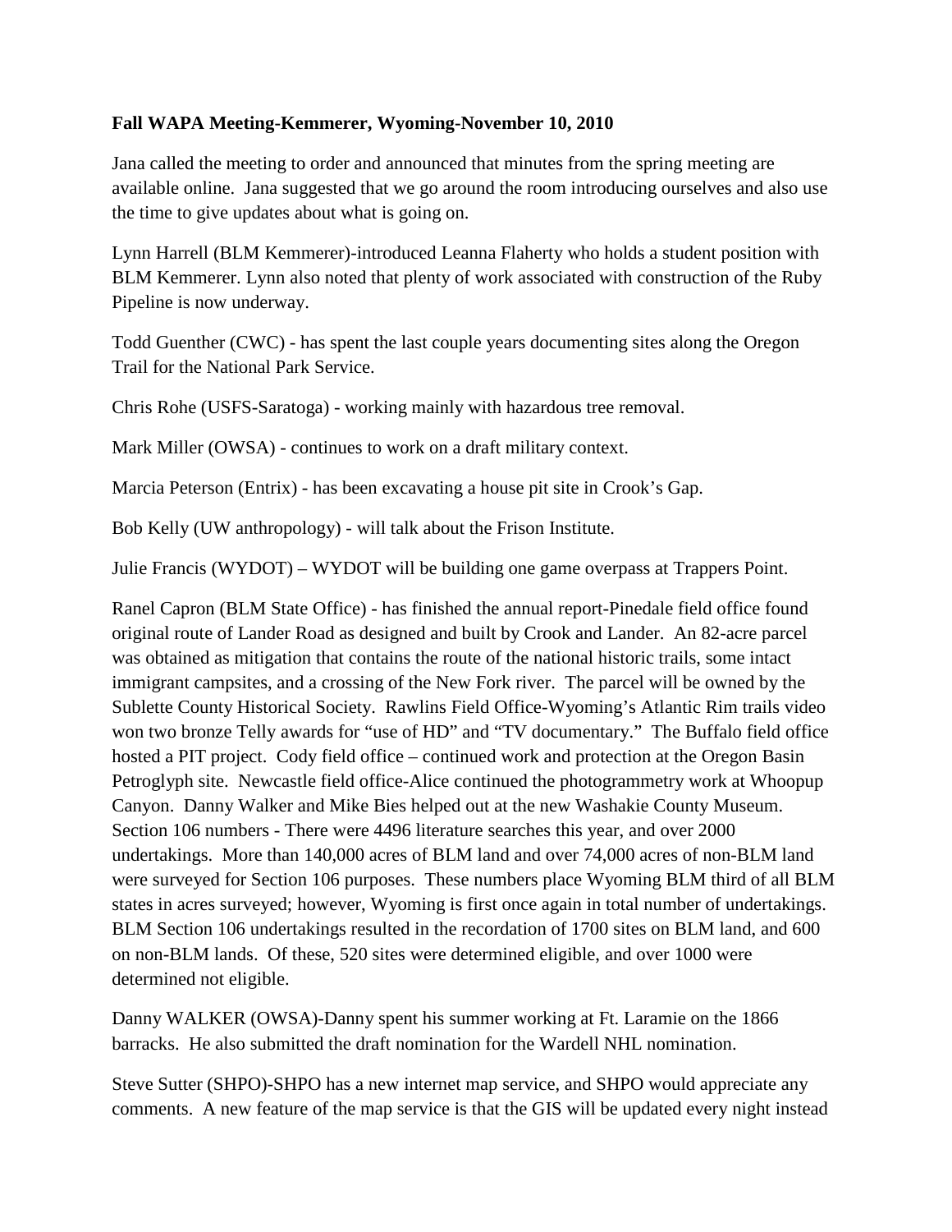**Fall WAPA Meeting-Kemmerer, Wyoming-November 10, 2010**

Jana called the meeting to order and announced that minutes from the spring meeting are available online. Jana suggested that we go around the room introducing ourselves and also use the time to give updates about what is going on.

Lynn Harrell (BLM Kemmerer)-introduced Leanna Flaherty who holds a student position with BLM Kemmerer. Lynn also noted that plenty of work associated with construction of the Ruby Pipeline is now underway.

Todd Guenther (CWC) - has spent the last couple years documenting sites along the Oregon Trail for the National Park Service.

Chris Rohe (USFS-Saratoga) - working mainly with hazardous tree removal.

Mark Miller (OWSA) - continues to work on a draft military context.

Marcia Peterson (Entrix) - has been excavating a house pit site in Crook's Gap.

Bob Kelly (UW anthropology) - will talk about the Frison Institute.

Julie Francis (WYDOT) – WYDOT will be building one game overpass at Trappers Point.

Ranel Capron (BLM State Office) - has finished the annual report-Pinedale field office found original route of Lander Road as designed and built by Crook and Lander. An 82-acre parcel was obtained as mitigation that contains the route of the national historic trails, some intact immigrant campsites, and a crossing of the New Fork river. The parcel will be owned by the Sublette County Historical Society. Rawlins Field Office-Wyoming's Atlantic Rim trails video won two bronze Telly awards for "use of HD" and "TV documentary." The Buffalo field office hosted a PIT project. Cody field office – continued work and protection at the Oregon Basin Petroglyph site. Newcastle field office-Alice continued the photogrammetry work at Whoopup Canyon. Danny Walker and Mike Bies helped out at the new Washakie County Museum. Section 106 numbers - There were 4496 literature searches this year, and over 2000 undertakings. More than 140,000 acres of BLM land and over 74,000 acres of non-BLM land were surveyed for Section 106 purposes. These numbers place Wyoming BLM third of all BLM states in acres surveyed; however, Wyoming is first once again in total number of undertakings. BLM Section 106 undertakings resulted in the recordation of 1700 sites on BLM land, and 600 on non-BLM lands. Of these, 520 sites were determined eligible, and over 1000 were determined not eligible.

Danny WALKER (OWSA)-Danny spent his summer working at Ft. Laramie on the 1866 barracks. He also submitted the draft nomination for the Wardell NHL nomination.

Steve Sutter (SHPO)-SHPO has a new internet map service, and SHPO would appreciate any comments. A new feature of the map service is that the GIS will be updated every night instead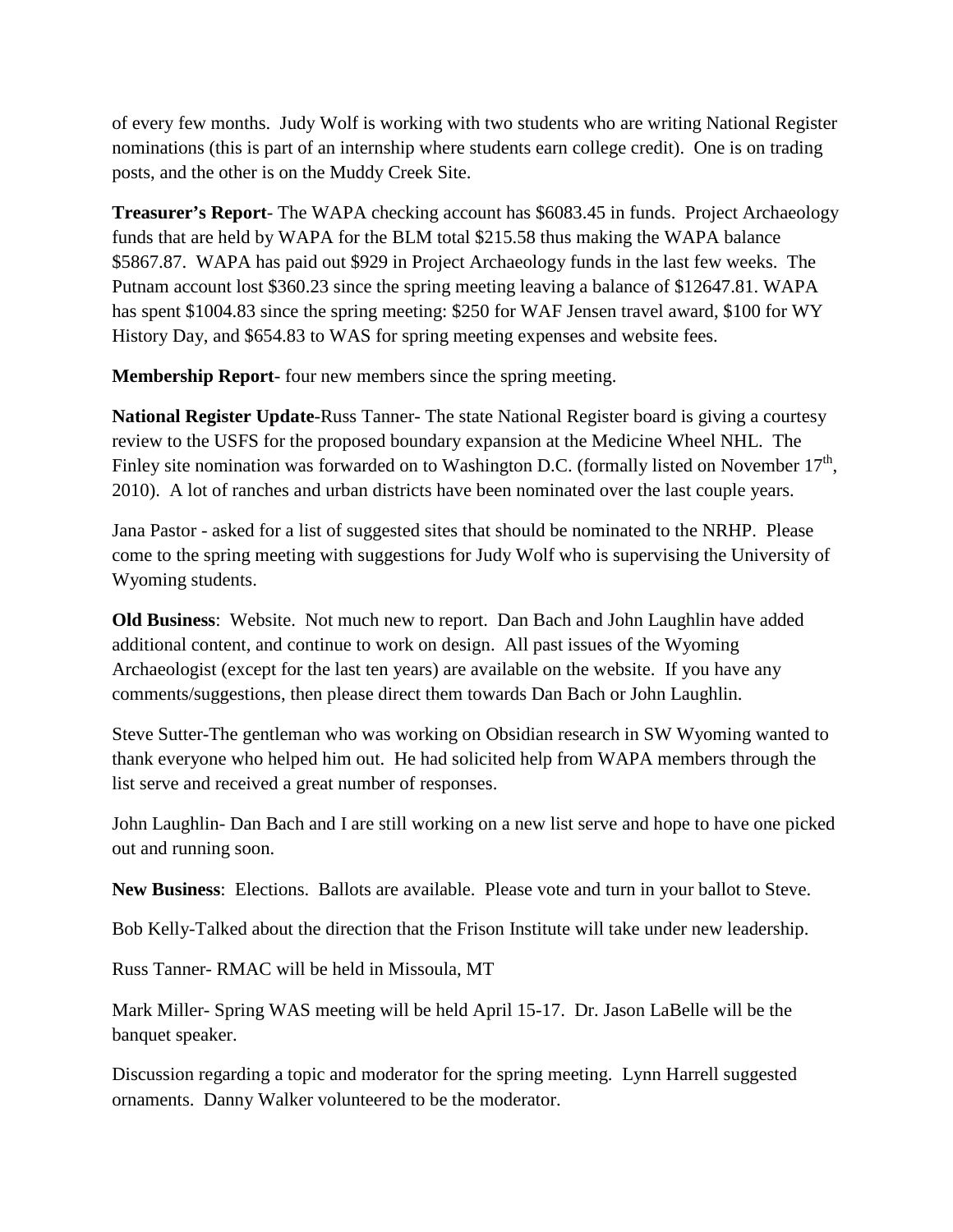of every few months. Judy Wolf is working with two students who are writing National Register nominations (this is part of an internship where students earn college credit). One is on trading posts, and the other is on the Muddy Creek Site.

**Treasurer's Report**- The WAPA checking account has $6083.45 in funds. Project Archaeology funds that are held by WAPA for the BLM total $215.58 thus making the WAPA balance $5867.87. WAPA has paid out $929 in Project Archaeology funds in the last few weeks. The Putnam account lost $360.23 since the spring meeting leaving a balance of $12647.81. WAPA has spent $1004.83 since the spring meeting: $250 for WAF Jensen travel award, $100 for WY History Day, and $654.83 to WAS for spring meeting expenses and website fees.

**Membership Report**- four new members since the spring meeting.

**National Register Update**-Russ Tanner- The state National Register board is giving a courtesy review to the USFS for the proposed boundary expansion at the Medicine Wheel NHL. The Finley site nomination was forwarded on to Washington D.C. (formally listed on November 17th, 2010). A lot of ranches and urban districts have been nominated over the last couple years.

Jana Pastor - asked for a list of suggested sites that should be nominated to the NRHP. Please come to the spring meeting with suggestions for Judy Wolf who is supervising the University of Wyoming students.

**Old Business**: Website. Not much new to report. Dan Bach and John Laughlin have added additional content, and continue to work on design. All past issues of the Wyoming Archaeologist (except for the last ten years) are available on the website. If you have any comments/suggestions, then please direct them towards Dan Bach or John Laughlin.

Steve Sutter-The gentleman who was working on Obsidian research in SW Wyoming wanted to thank everyone who helped him out. He had solicited help from WAPA members through the list serve and received a great number of responses.

John Laughlin- Dan Bach and I are still working on a new list serve and hope to have one picked out and running soon.

**New Business**: Elections. Ballots are available. Please vote and turn in your ballot to Steve.

Bob Kelly-Talked about the direction that the Frison Institute will take under new leadership.

Russ Tanner- RMAC will be held in Missoula, MT

Mark Miller- Spring WAS meeting will be held April 15-17. Dr. Jason LaBelle will be the banquet speaker.

Discussion regarding a topic and moderator for the spring meeting. Lynn Harrell suggested ornaments. Danny Walker volunteered to be the moderator.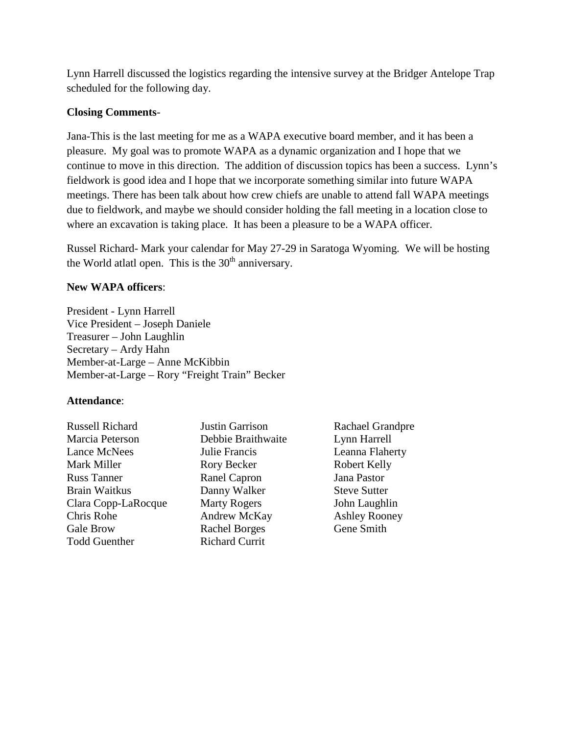Lynn Harrell discussed the logistics regarding the intensive survey at the Bridger Antelope Trap scheduled for the following day.

**Closing Comments**-

Jana-This is the last meeting for me as a WAPA executive board member, and it has been a pleasure. My goal was to promote WAPA as a dynamic organization and I hope that we continue to move in this direction. The addition of discussion topics has been a success. Lynn's fieldwork is good idea and I hope that we incorporate something similar into future WAPA meetings. There has been talk about how crew chiefs are unable to attend fall WAPA meetings due to fieldwork, and maybe we should consider holding the fall meeting in a location close to where an excavation is taking place. It has been a pleasure to be a WAPA officer.

Russel Richard- Mark your calendar for May 27-29 in Saratoga Wyoming. We will be hosting the World atlatl open. This is the 30th anniversary.

**New WAPA officers**:

President - Lynn Harrell
Vice President – Joseph Daniele
Treasurer – John Laughlin
Secretary – Ardy Hahn
Member-at-Large – Anne McKibbin
Member-at-Large – Rory "Freight Train" Becker

**Attendance**:

| | | |
|---|---|---|
| Russell Richard | Justin Garrison | Rachael Grandpre |
| Marcia Peterson | Debbie Braithwaite | Lynn Harrell |
| Lance McNees | Julie Francis | Leanna Flaherty |
| Mark Miller | Rory Becker | Robert Kelly |
| Russ Tanner | Ranel Capron | Jana Pastor |
| Brain Waitkus | Danny Walker | Steve Sutter |
| Clara Copp-LaRocque | Marty Rogers | John Laughlin |
| Chris Rohe | Andrew McKay | Ashley Rooney |
| Gale Brow | Rachel Borges | Gene Smith |
| Todd Guenther | Richard Currit | |